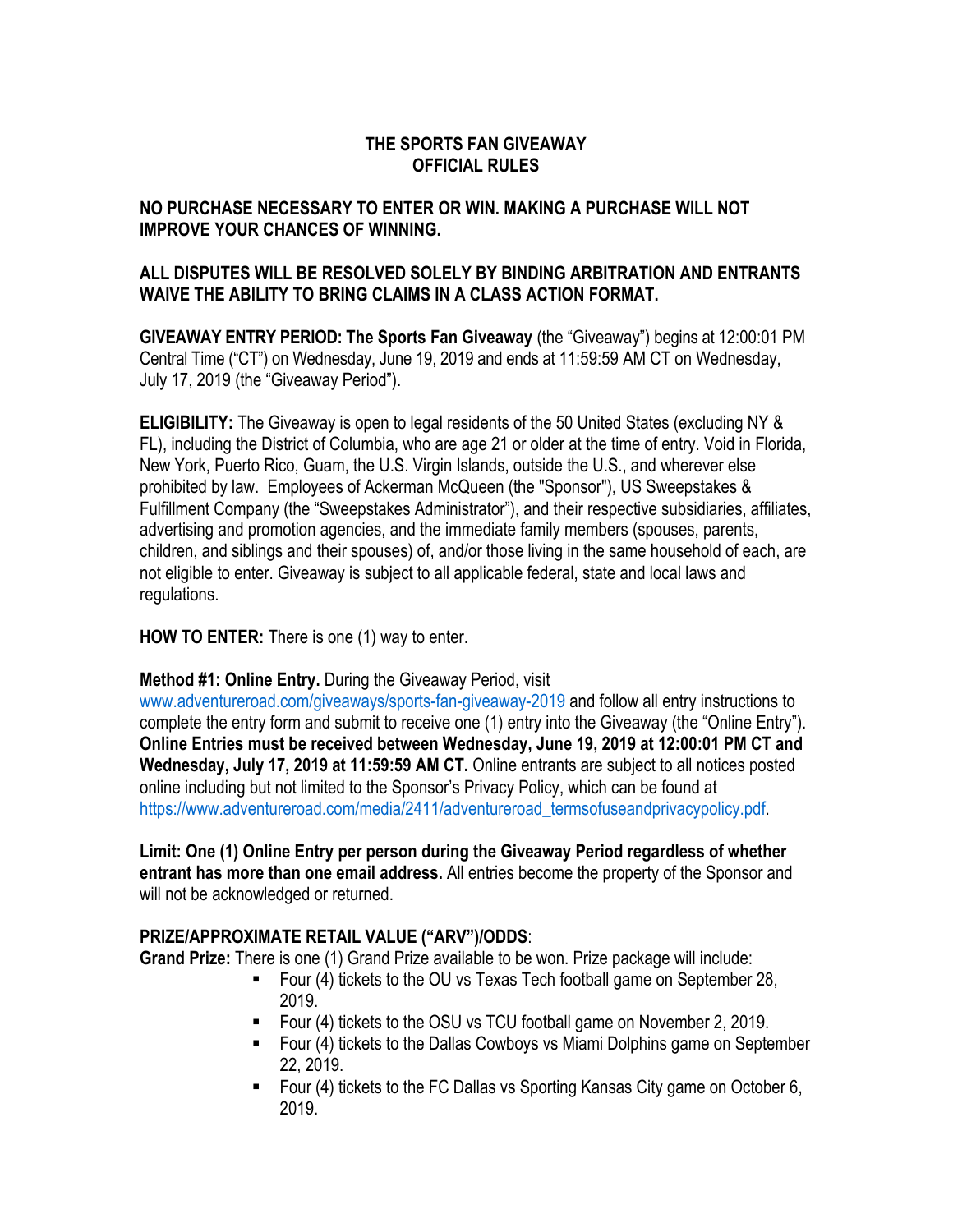# THE SPORTS FAN GIVEAWAY
## OFFICIAL RULES

**NO PURCHASE NECESSARY TO ENTER OR WIN. MAKING A PURCHASE WILL NOT IMPROVE YOUR CHANCES OF WINNING.**

**ALL DISPUTES WILL BE RESOLVED SOLELY BY BINDING ARBITRATION AND ENTRANTS WAIVE THE ABILITY TO BRING CLAIMS IN A CLASS ACTION FORMAT.**

**GIVEAWAY ENTRY PERIOD: The Sports Fan Giveaway** (the "Giveaway") begins at 12:00:01 PM Central Time ("CT") on Wednesday, June 19, 2019 and ends at 11:59:59 AM CT on Wednesday, July 17, 2019 (the "Giveaway Period").

**ELIGIBILITY:** The Giveaway is open to legal residents of the 50 United States (excluding NY & FL), including the District of Columbia, who are age 21 or older at the time of entry. Void in Florida, New York, Puerto Rico, Guam, the U.S. Virgin Islands, outside the U.S., and wherever else prohibited by law. Employees of Ackerman McQueen (the "Sponsor"), US Sweepstakes & Fulfillment Company (the "Sweepstakes Administrator"), and their respective subsidiaries, affiliates, advertising and promotion agencies, and the immediate family members (spouses, parents, children, and siblings and their spouses) of, and/or those living in the same household of each, are not eligible to enter. Giveaway is subject to all applicable federal, state and local laws and regulations.

**HOW TO ENTER:** There is one (1) way to enter.

**Method #1: Online Entry.** During the Giveaway Period, visit www.adventureroad.com/giveaways/sports-fan-giveaway-2019 and follow all entry instructions to complete the entry form and submit to receive one (1) entry into the Giveaway (the "Online Entry"). **Online Entries must be received between Wednesday, June 19, 2019 at 12:00:01 PM CT and Wednesday, July 17, 2019 at 11:59:59 AM CT.** Online entrants are subject to all notices posted online including but not limited to the Sponsor's Privacy Policy, which can be found at https://www.adventureroad.com/media/2411/adventureroad_termsofuseandprivacypolicy.pdf.

**Limit: One (1) Online Entry per person during the Giveaway Period regardless of whether entrant has more than one email address.** All entries become the property of the Sponsor and will not be acknowledged or returned.

**PRIZE/APPROXIMATE RETAIL VALUE ("ARV")/ODDS**:

**Grand Prize:** There is one (1) Grand Prize available to be won. Prize package will include:

- Four (4) tickets to the OU vs Texas Tech football game on September 28, 2019.
- Four (4) tickets to the OSU vs TCU football game on November 2, 2019.
- Four (4) tickets to the Dallas Cowboys vs Miami Dolphins game on September 22, 2019.
- Four (4) tickets to the FC Dallas vs Sporting Kansas City game on October 6, 2019.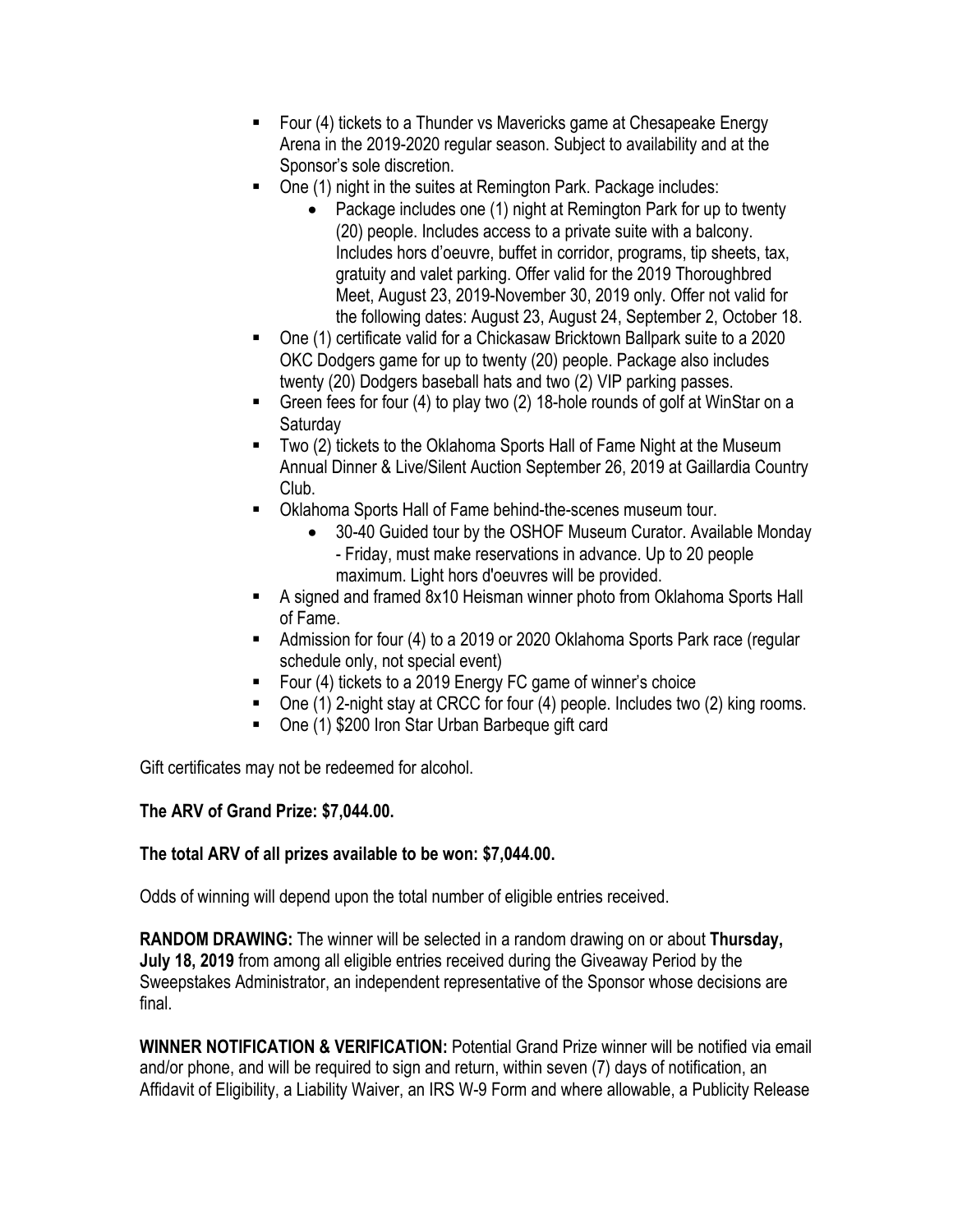- Four (4) tickets to a Thunder vs Mavericks game at Chesapeake Energy Arena in the 2019-2020 regular season. Subject to availability and at the Sponsor's sole discretion.
- One (1) night in the suites at Remington Park. Package includes:
  - Package includes one (1) night at Remington Park for up to twenty (20) people. Includes access to a private suite with a balcony. Includes hors d'oeuvre, buffet in corridor, programs, tip sheets, tax, gratuity and valet parking. Offer valid for the 2019 Thoroughbred Meet, August 23, 2019-November 30, 2019 only. Offer not valid for the following dates: August 23, August 24, September 2, October 18.
- One (1) certificate valid for a Chickasaw Bricktown Ballpark suite to a 2020 OKC Dodgers game for up to twenty (20) people. Package also includes twenty (20) Dodgers baseball hats and two (2) VIP parking passes.
- Green fees for four (4) to play two (2) 18-hole rounds of golf at WinStar on a Saturday
- Two (2) tickets to the Oklahoma Sports Hall of Fame Night at the Museum Annual Dinner & Live/Silent Auction September 26, 2019 at Gaillardia Country Club.
- Oklahoma Sports Hall of Fame behind-the-scenes museum tour.
  - 30-40 Guided tour by the OSHOF Museum Curator. Available Monday - Friday, must make reservations in advance. Up to 20 people maximum. Light hors d'oeuvres will be provided.
- A signed and framed 8x10 Heisman winner photo from Oklahoma Sports Hall of Fame.
- Admission for four (4) to a 2019 or 2020 Oklahoma Sports Park race (regular schedule only, not special event)
- Four (4) tickets to a 2019 Energy FC game of winner's choice
- One (1) 2-night stay at CRCC for four (4) people. Includes two (2) king rooms.
- One (1) $200 Iron Star Urban Barbeque gift card

Gift certificates may not be redeemed for alcohol.

**The ARV of Grand Prize: $7,044.00.**

**The total ARV of all prizes available to be won: $7,044.00.**

Odds of winning will depend upon the total number of eligible entries received.

**RANDOM DRAWING:** The winner will be selected in a random drawing on or about **Thursday, July 18, 2019** from among all eligible entries received during the Giveaway Period by the Sweepstakes Administrator, an independent representative of the Sponsor whose decisions are final.

**WINNER NOTIFICATION & VERIFICATION:** Potential Grand Prize winner will be notified via email and/or phone, and will be required to sign and return, within seven (7) days of notification, an Affidavit of Eligibility, a Liability Waiver, an IRS W-9 Form and where allowable, a Publicity Release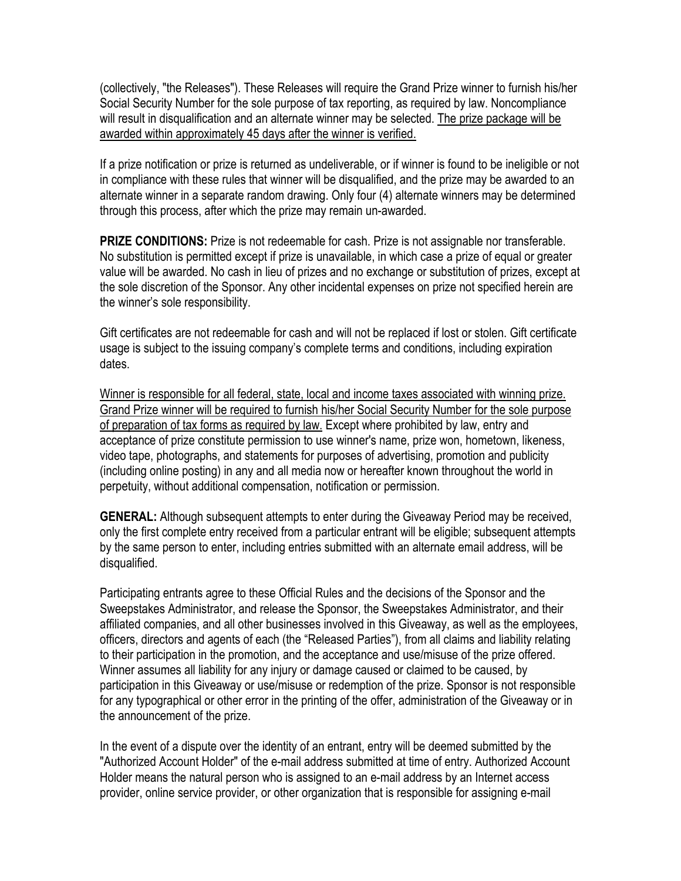(collectively, "the Releases"). These Releases will require the Grand Prize winner to furnish his/her Social Security Number for the sole purpose of tax reporting, as required by law. Noncompliance will result in disqualification and an alternate winner may be selected. <u>The prize package will be awarded within approximately 45 days after the winner is verified.</u>

If a prize notification or prize is returned as undeliverable, or if winner is found to be ineligible or not in compliance with these rules that winner will be disqualified, and the prize may be awarded to an alternate winner in a separate random drawing. Only four (4) alternate winners may be determined through this process, after which the prize may remain un-awarded.

**PRIZE CONDITIONS:** Prize is not redeemable for cash. Prize is not assignable nor transferable. No substitution is permitted except if prize is unavailable, in which case a prize of equal or greater value will be awarded. No cash in lieu of prizes and no exchange or substitution of prizes, except at the sole discretion of the Sponsor. Any other incidental expenses on prize not specified herein are the winner's sole responsibility.

Gift certificates are not redeemable for cash and will not be replaced if lost or stolen. Gift certificate usage is subject to the issuing company's complete terms and conditions, including expiration dates.

<u>Winner is responsible for all federal, state, local and income taxes associated with winning prize. Grand Prize winner will be required to furnish his/her Social Security Number for the sole purpose of preparation of tax forms as required by law.</u> Except where prohibited by law, entry and acceptance of prize constitute permission to use winner's name, prize won, hometown, likeness, video tape, photographs, and statements for purposes of advertising, promotion and publicity (including online posting) in any and all media now or hereafter known throughout the world in perpetuity, without additional compensation, notification or permission.

**GENERAL:** Although subsequent attempts to enter during the Giveaway Period may be received, only the first complete entry received from a particular entrant will be eligible; subsequent attempts by the same person to enter, including entries submitted with an alternate email address, will be disqualified.

Participating entrants agree to these Official Rules and the decisions of the Sponsor and the Sweepstakes Administrator, and release the Sponsor, the Sweepstakes Administrator, and their affiliated companies, and all other businesses involved in this Giveaway, as well as the employees, officers, directors and agents of each (the "Released Parties"), from all claims and liability relating to their participation in the promotion, and the acceptance and use/misuse of the prize offered. Winner assumes all liability for any injury or damage caused or claimed to be caused, by participation in this Giveaway or use/misuse or redemption of the prize. Sponsor is not responsible for any typographical or other error in the printing of the offer, administration of the Giveaway or in the announcement of the prize.

In the event of a dispute over the identity of an entrant, entry will be deemed submitted by the "Authorized Account Holder" of the e-mail address submitted at time of entry. Authorized Account Holder means the natural person who is assigned to an e-mail address by an Internet access provider, online service provider, or other organization that is responsible for assigning e-mail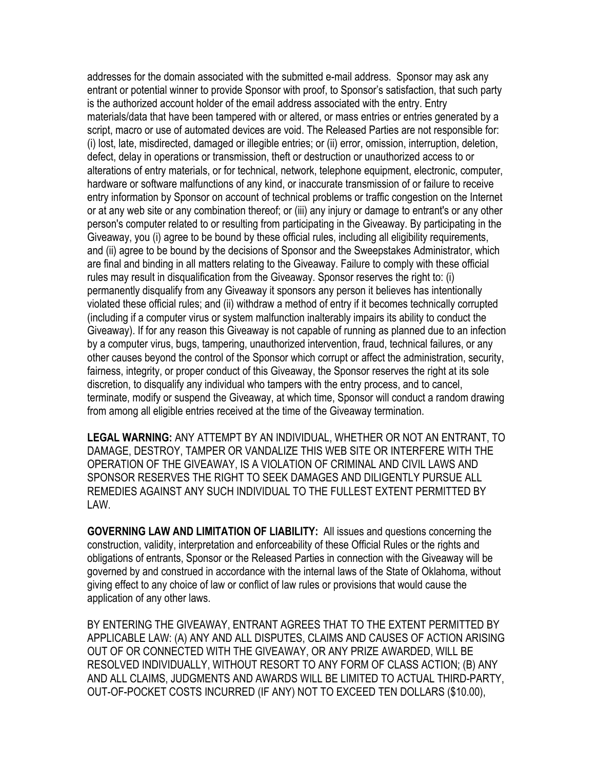addresses for the domain associated with the submitted e-mail address. Sponsor may ask any entrant or potential winner to provide Sponsor with proof, to Sponsor's satisfaction, that such party is the authorized account holder of the email address associated with the entry. Entry materials/data that have been tampered with or altered, or mass entries or entries generated by a script, macro or use of automated devices are void. The Released Parties are not responsible for: (i) lost, late, misdirected, damaged or illegible entries; or (ii) error, omission, interruption, deletion, defect, delay in operations or transmission, theft or destruction or unauthorized access to or alterations of entry materials, or for technical, network, telephone equipment, electronic, computer, hardware or software malfunctions of any kind, or inaccurate transmission of or failure to receive entry information by Sponsor on account of technical problems or traffic congestion on the Internet or at any web site or any combination thereof; or (iii) any injury or damage to entrant's or any other person's computer related to or resulting from participating in the Giveaway. By participating in the Giveaway, you (i) agree to be bound by these official rules, including all eligibility requirements, and (ii) agree to be bound by the decisions of Sponsor and the Sweepstakes Administrator, which are final and binding in all matters relating to the Giveaway. Failure to comply with these official rules may result in disqualification from the Giveaway. Sponsor reserves the right to: (i) permanently disqualify from any Giveaway it sponsors any person it believes has intentionally violated these official rules; and (ii) withdraw a method of entry if it becomes technically corrupted (including if a computer virus or system malfunction inalterably impairs its ability to conduct the Giveaway). If for any reason this Giveaway is not capable of running as planned due to an infection by a computer virus, bugs, tampering, unauthorized intervention, fraud, technical failures, or any other causes beyond the control of the Sponsor which corrupt or affect the administration, security, fairness, integrity, or proper conduct of this Giveaway, the Sponsor reserves the right at its sole discretion, to disqualify any individual who tampers with the entry process, and to cancel, terminate, modify or suspend the Giveaway, at which time, Sponsor will conduct a random drawing from among all eligible entries received at the time of the Giveaway termination.

**LEGAL WARNING:** ANY ATTEMPT BY AN INDIVIDUAL, WHETHER OR NOT AN ENTRANT, TO DAMAGE, DESTROY, TAMPER OR VANDALIZE THIS WEB SITE OR INTERFERE WITH THE OPERATION OF THE GIVEAWAY, IS A VIOLATION OF CRIMINAL AND CIVIL LAWS AND SPONSOR RESERVES THE RIGHT TO SEEK DAMAGES AND DILIGENTLY PURSUE ALL REMEDIES AGAINST ANY SUCH INDIVIDUAL TO THE FULLEST EXTENT PERMITTED BY LAW.

**GOVERNING LAW AND LIMITATION OF LIABILITY:** All issues and questions concerning the construction, validity, interpretation and enforceability of these Official Rules or the rights and obligations of entrants, Sponsor or the Released Parties in connection with the Giveaway will be governed by and construed in accordance with the internal laws of the State of Oklahoma, without giving effect to any choice of law or conflict of law rules or provisions that would cause the application of any other laws.

BY ENTERING THE GIVEAWAY, ENTRANT AGREES THAT TO THE EXTENT PERMITTED BY APPLICABLE LAW: (A) ANY AND ALL DISPUTES, CLAIMS AND CAUSES OF ACTION ARISING OUT OF OR CONNECTED WITH THE GIVEAWAY, OR ANY PRIZE AWARDED, WILL BE RESOLVED INDIVIDUALLY, WITHOUT RESORT TO ANY FORM OF CLASS ACTION; (B) ANY AND ALL CLAIMS, JUDGMENTS AND AWARDS WILL BE LIMITED TO ACTUAL THIRD-PARTY, OUT-OF-POCKET COSTS INCURRED (IF ANY) NOT TO EXCEED TEN DOLLARS ($10.00),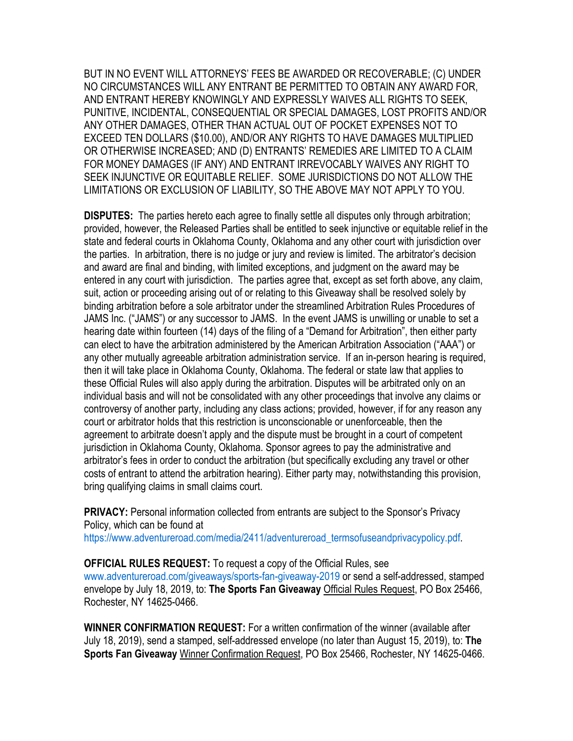BUT IN NO EVENT WILL ATTORNEYS' FEES BE AWARDED OR RECOVERABLE; (C) UNDER NO CIRCUMSTANCES WILL ANY ENTRANT BE PERMITTED TO OBTAIN ANY AWARD FOR, AND ENTRANT HEREBY KNOWINGLY AND EXPRESSLY WAIVES ALL RIGHTS TO SEEK, PUNITIVE, INCIDENTAL, CONSEQUENTIAL OR SPECIAL DAMAGES, LOST PROFITS AND/OR ANY OTHER DAMAGES, OTHER THAN ACTUAL OUT OF POCKET EXPENSES NOT TO EXCEED TEN DOLLARS ($10.00), AND/OR ANY RIGHTS TO HAVE DAMAGES MULTIPLIED OR OTHERWISE INCREASED; AND (D) ENTRANTS' REMEDIES ARE LIMITED TO A CLAIM FOR MONEY DAMAGES (IF ANY) AND ENTRANT IRREVOCABLY WAIVES ANY RIGHT TO SEEK INJUNCTIVE OR EQUITABLE RELIEF. SOME JURISDICTIONS DO NOT ALLOW THE LIMITATIONS OR EXCLUSION OF LIABILITY, SO THE ABOVE MAY NOT APPLY TO YOU.

**DISPUTES:** The parties hereto each agree to finally settle all disputes only through arbitration; provided, however, the Released Parties shall be entitled to seek injunctive or equitable relief in the state and federal courts in Oklahoma County, Oklahoma and any other court with jurisdiction over the parties. In arbitration, there is no judge or jury and review is limited. The arbitrator's decision and award are final and binding, with limited exceptions, and judgment on the award may be entered in any court with jurisdiction. The parties agree that, except as set forth above, any claim, suit, action or proceeding arising out of or relating to this Giveaway shall be resolved solely by binding arbitration before a sole arbitrator under the streamlined Arbitration Rules Procedures of JAMS Inc. ("JAMS") or any successor to JAMS. In the event JAMS is unwilling or unable to set a hearing date within fourteen (14) days of the filing of a "Demand for Arbitration", then either party can elect to have the arbitration administered by the American Arbitration Association ("AAA") or any other mutually agreeable arbitration administration service. If an in-person hearing is required, then it will take place in Oklahoma County, Oklahoma. The federal or state law that applies to these Official Rules will also apply during the arbitration. Disputes will be arbitrated only on an individual basis and will not be consolidated with any other proceedings that involve any claims or controversy of another party, including any class actions; provided, however, if for any reason any court or arbitrator holds that this restriction is unconscionable or unenforceable, then the agreement to arbitrate doesn't apply and the dispute must be brought in a court of competent jurisdiction in Oklahoma County, Oklahoma. Sponsor agrees to pay the administrative and arbitrator's fees in order to conduct the arbitration (but specifically excluding any travel or other costs of entrant to attend the arbitration hearing). Either party may, notwithstanding this provision, bring qualifying claims in small claims court.

**PRIVACY:** Personal information collected from entrants are subject to the Sponsor's Privacy Policy, which can be found at https://www.adventureroad.com/media/2411/adventureroad_termsofuseandprivacypolicy.pdf.

**OFFICIAL RULES REQUEST:** To request a copy of the Official Rules, see www.adventureroad.com/giveaways/sports-fan-giveaway-2019 or send a self-addressed, stamped envelope by July 18, 2019, to: **The Sports Fan Giveaway** Official Rules Request, PO Box 25466, Rochester, NY 14625-0466.

**WINNER CONFIRMATION REQUEST:** For a written confirmation of the winner (available after July 18, 2019), send a stamped, self-addressed envelope (no later than August 15, 2019), to: **The Sports Fan Giveaway** Winner Confirmation Request, PO Box 25466, Rochester, NY 14625-0466.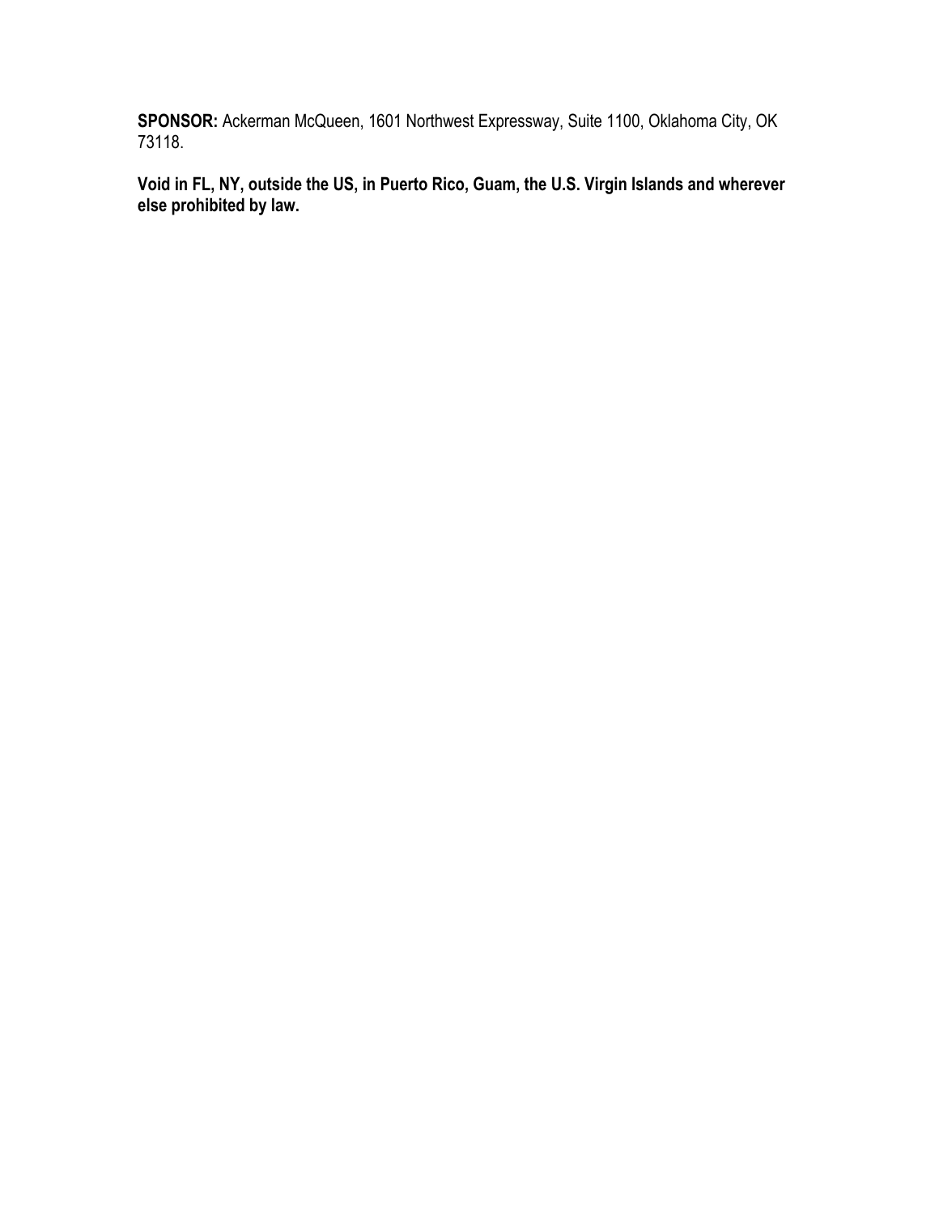**SPONSOR:** Ackerman McQueen, 1601 Northwest Expressway, Suite 1100, Oklahoma City, OK 73118.

**Void in FL, NY, outside the US, in Puerto Rico, Guam, the U.S. Virgin Islands and wherever else prohibited by law.**